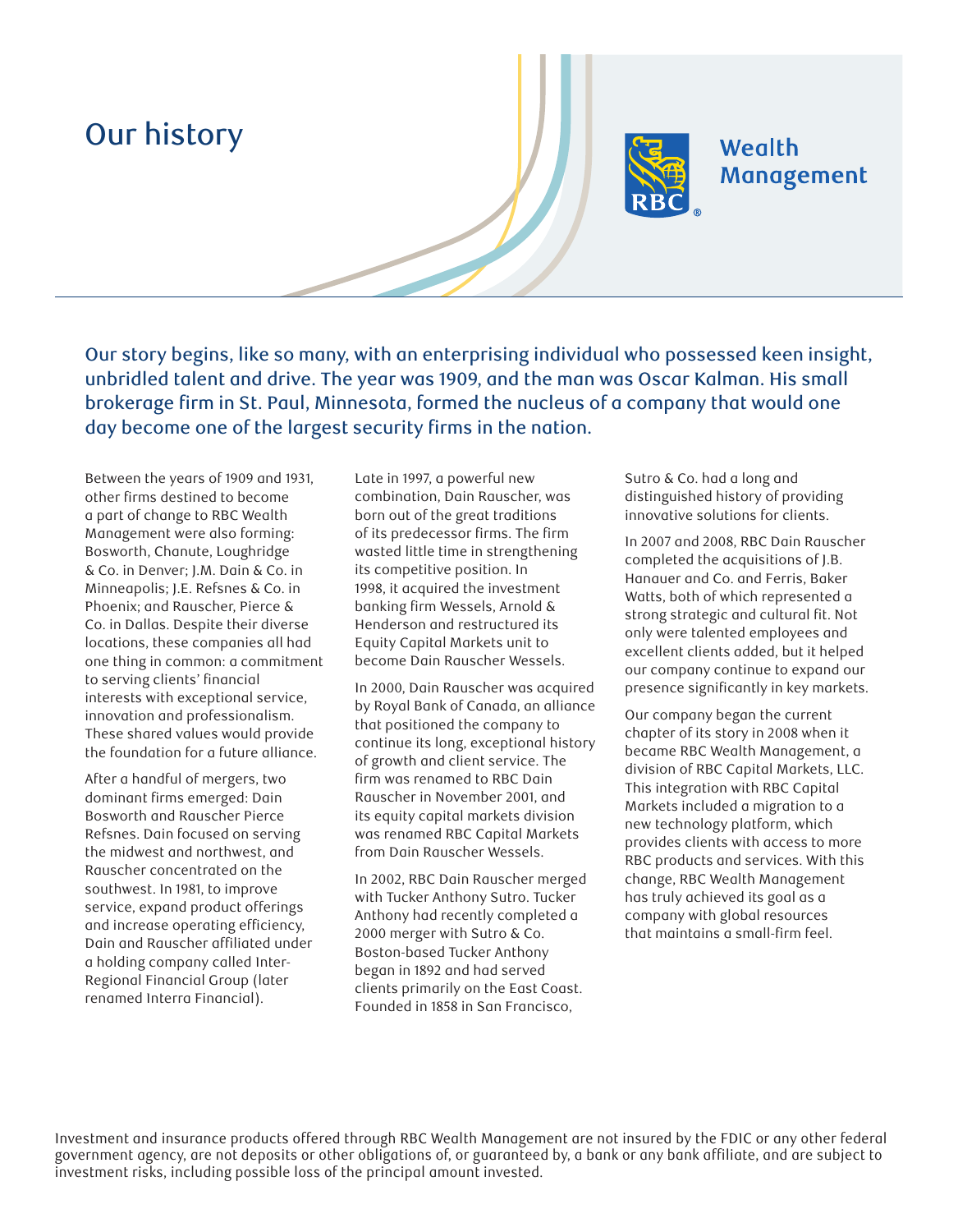# Our history

Wealth Management

**Our story begins, like so many, with an enterprising individual who possessed keen insight, unbridled talent and drive. The year was 1909, and the man was Oscar Kalman. His small brokerage firm in St. Paul, Minnesota, formed the nucleus of a company that would one day become one of the largest security firms in the nation.**

Between the years of 1909 and 1931, other firms destined to become a part of change to RBC Wealth Management were also forming: Bosworth, Chanute, Loughridge & Co. in Denver; J.M. Dain & Co. in Minneapolis; J.E. Refsnes & Co. in Phoenix; and Rauscher, Pierce & Co. in Dallas. Despite their diverse locations, these companies all had one thing in common: a commitment to serving clients' financial interests with exceptional service, innovation and professionalism. These shared values would provide the foundation for a future alliance.

After a handful of mergers, two dominant firms emerged: Dain Bosworth and Rauscher Pierce Refsnes. Dain focused on serving the midwest and northwest, and Rauscher concentrated on the southwest. In 1981, to improve service, expand product offerings and increase operating efficiency, Dain and Rauscher affiliated under a holding company called Inter-Regional Financial Group (later renamed Interra Financial).

Late in 1997, a powerful new combination, Dain Rauscher, was born out of the great traditions of its predecessor firms. The firm wasted little time in strengthening its competitive position. In 1998, it acquired the investment banking firm Wessels, Arnold & Henderson and restructured its Equity Capital Markets unit to become Dain Rauscher Wessels.

In 2000, Dain Rauscher was acquired by Royal Bank of Canada, an alliance that positioned the company to continue its long, exceptional history of growth and client service. The firm was renamed to RBC Dain Rauscher in November 2001, and its equity capital markets division was renamed RBC Capital Markets from Dain Rauscher Wessels.

In 2002, RBC Dain Rauscher merged with Tucker Anthony Sutro. Tucker Anthony had recently completed a 2000 merger with Sutro & Co. Boston-based Tucker Anthony began in 1892 and had served clients primarily on the East Coast. Founded in 1858 in San Francisco, Sutro & Co. had a long and distinguished history of providing innovative solutions for clients.

In 2007 and 2008, RBC Dain Rauscher completed the acquisitions of J.B. Hanauer and Co. and Ferris, Baker Watts, both of which represented a strong strategic and cultural fit. Not only were talented employees and excellent clients added, but it helped our company continue to expand our presence significantly in key markets.

Our company began the current chapter of its story in 2008 when it became RBC Wealth Management, a division of RBC Capital Markets, LLC. This integration with RBC Capital Markets included a migration to a new technology platform, which provides clients with access to more RBC products and services. With this change, RBC Wealth Management has truly achieved its goal as a company with global resources that maintains a small-firm feel.

Investment and insurance products offered through RBC Wealth Management are not insured by the FDIC or any other federal government agency, are not deposits or other obligations of, or guaranteed by, a bank or any bank affiliate, and are subject to investment risks, including possible loss of the principal amount invested.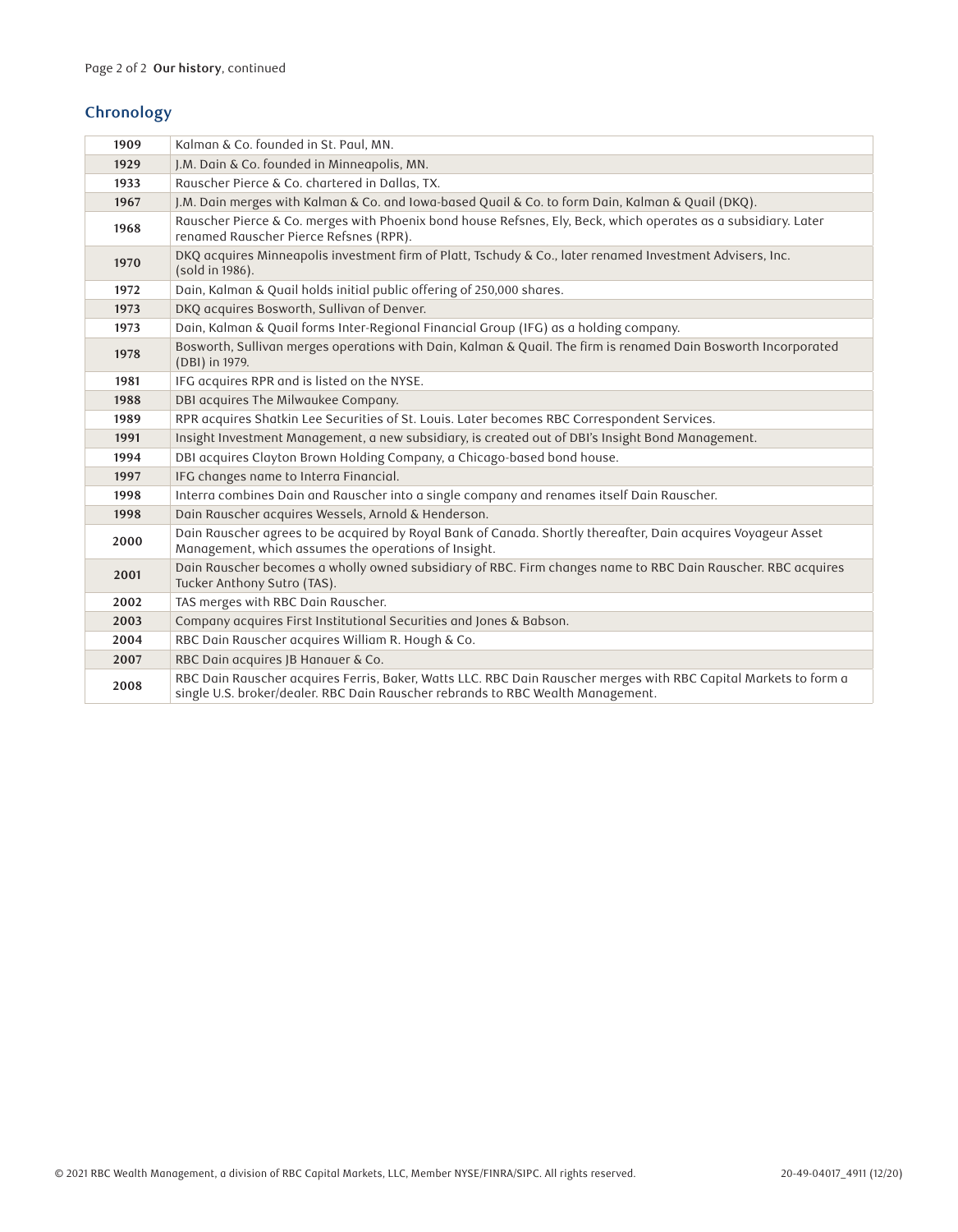## Chronology

| | |
|---|---|
| 1909 | Kalman & Co. founded in St. Paul, MN. |
| 1929 | J.M. Dain & Co. founded in Minneapolis, MN. |
| 1933 | Rauscher Pierce & Co. chartered in Dallas, TX. |
| 1967 | J.M. Dain merges with Kalman & Co. and Iowa-based Quail & Co. to form Dain, Kalman & Quail (DKQ). |
| 1968 | Rauscher Pierce & Co. merges with Phoenix bond house Refsnes, Ely, Beck, which operates as a subsidiary. Later renamed Rauscher Pierce Refsnes (RPR). |
| 1970 | DKQ acquires Minneapolis investment firm of Platt, Tschudy & Co., later renamed Investment Advisers, Inc. (sold in 1986). |
| 1972 | Dain, Kalman & Quail holds initial public offering of 250,000 shares. |
| 1973 | DKQ acquires Bosworth, Sullivan of Denver. |
| 1973 | Dain, Kalman & Quail forms Inter-Regional Financial Group (IFG) as a holding company. |
| 1978 | Bosworth, Sullivan merges operations with Dain, Kalman & Quail. The firm is renamed Dain Bosworth Incorporated (DBI) in 1979. |
| 1981 | IFG acquires RPR and is listed on the NYSE. |
| 1988 | DBI acquires The Milwaukee Company. |
| 1989 | RPR acquires Shatkin Lee Securities of St. Louis. Later becomes RBC Correspondent Services. |
| 1991 | Insight Investment Management, a new subsidiary, is created out of DBI's Insight Bond Management. |
| 1994 | DBI acquires Clayton Brown Holding Company, a Chicago-based bond house. |
| 1997 | IFG changes name to Interra Financial. |
| 1998 | Interra combines Dain and Rauscher into a single company and renames itself Dain Rauscher. |
| 1998 | Dain Rauscher acquires Wessels, Arnold & Henderson. |
| 2000 | Dain Rauscher agrees to be acquired by Royal Bank of Canada. Shortly thereafter, Dain acquires Voyageur Asset Management, which assumes the operations of Insight. |
| 2001 | Dain Rauscher becomes a wholly owned subsidiary of RBC. Firm changes name to RBC Dain Rauscher. RBC acquires Tucker Anthony Sutro (TAS). |
| 2002 | TAS merges with RBC Dain Rauscher. |
| 2003 | Company acquires First Institutional Securities and Jones & Babson. |
| 2004 | RBC Dain Rauscher acquires William R. Hough & Co. |
| 2007 | RBC Dain acquires JB Hanauer & Co. |
| 2008 | RBC Dain Rauscher acquires Ferris, Baker, Watts LLC. RBC Dain Rauscher merges with RBC Capital Markets to form a single U.S. broker/dealer. RBC Dain Rauscher rebrands to RBC Wealth Management. |

© 2021 RBC Wealth Management, a division of RBC Capital Markets, LLC, Member NYSE/FINRA/SIPC. All rights reserved.

20-49-04017_4911 (12/20)